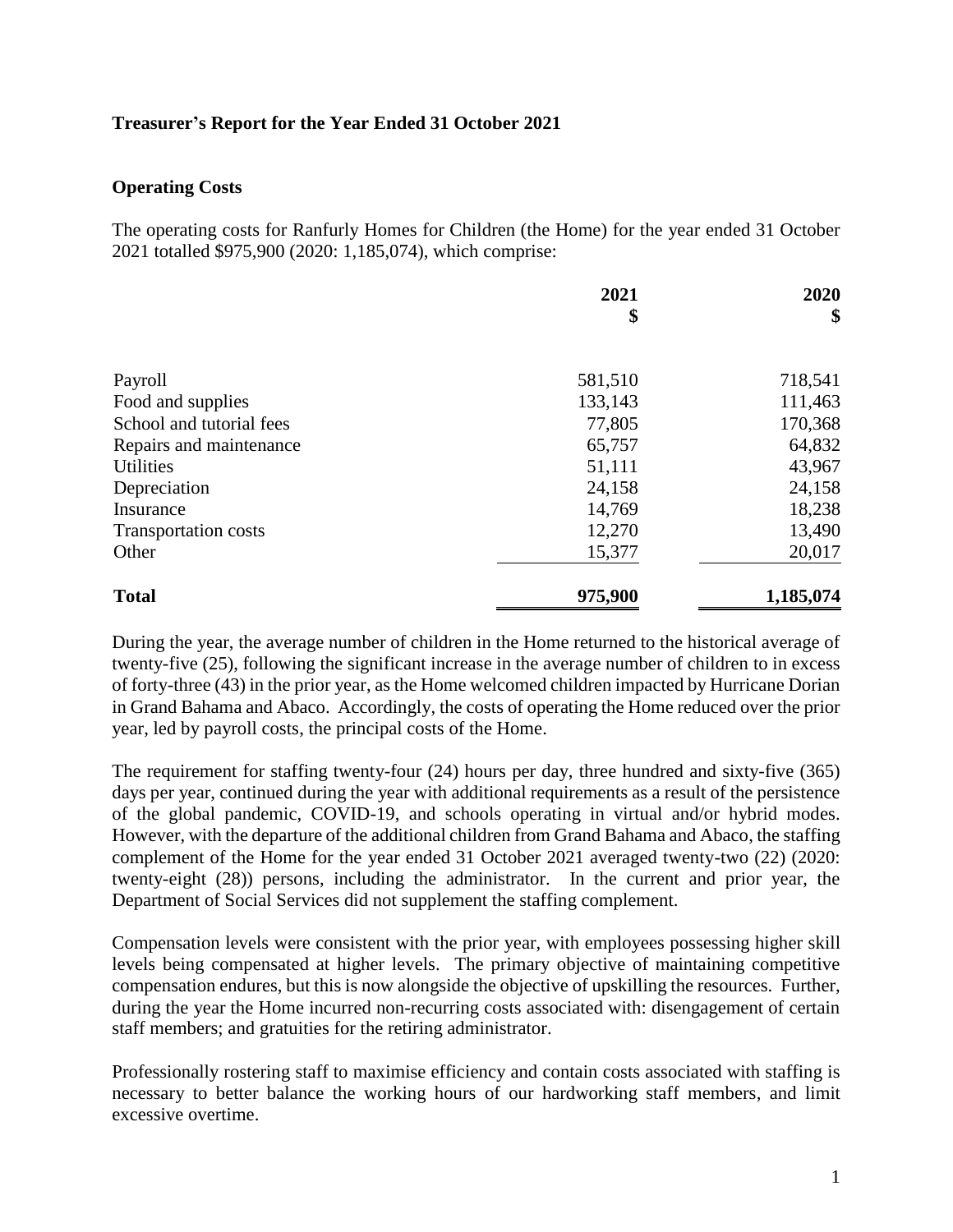## Treasurer's Report for the Year Ended 31 October 2021

### Operating Costs

The operating costs for Ranfurly Homes for Children (the Home) for the year ended 31 October 2021 totalled $975,900 (2020: 1,185,074), which comprise:

| | 2021<br>$ | 2020<br>$ |
|---|---:|---:|
| Payroll | 581,510 | 718,541 |
| Food and supplies | 133,143 | 111,463 |
| School and tutorial fees | 77,805 | 170,368 |
| Repairs and maintenance | 65,757 | 64,832 |
| Utilities | 51,111 | 43,967 |
| Depreciation | 24,158 | 24,158 |
| Insurance | 14,769 | 18,238 |
| Transportation costs | 12,270 | 13,490 |
| Other | 15,377 | 20,017 |
| **Total** | **975,900** | **1,185,074** |

During the year, the average number of children in the Home returned to the historical average of twenty-five (25), following the significant increase in the average number of children to in excess of forty-three (43) in the prior year, as the Home welcomed children impacted by Hurricane Dorian in Grand Bahama and Abaco. Accordingly, the costs of operating the Home reduced over the prior year, led by payroll costs, the principal costs of the Home.

The requirement for staffing twenty-four (24) hours per day, three hundred and sixty-five (365) days per year, continued during the year with additional requirements as a result of the persistence of the global pandemic, COVID-19, and schools operating in virtual and/or hybrid modes. However, with the departure of the additional children from Grand Bahama and Abaco, the staffing complement of the Home for the year ended 31 October 2021 averaged twenty-two (22) (2020: twenty-eight (28)) persons, including the administrator. In the current and prior year, the Department of Social Services did not supplement the staffing complement.

Compensation levels were consistent with the prior year, with employees possessing higher skill levels being compensated at higher levels. The primary objective of maintaining competitive compensation endures, but this is now alongside the objective of upskilling the resources. Further, during the year the Home incurred non-recurring costs associated with: disengagement of certain staff members; and gratuities for the retiring administrator.

Professionally rostering staff to maximise efficiency and contain costs associated with staffing is necessary to better balance the working hours of our hardworking staff members, and limit excessive overtime.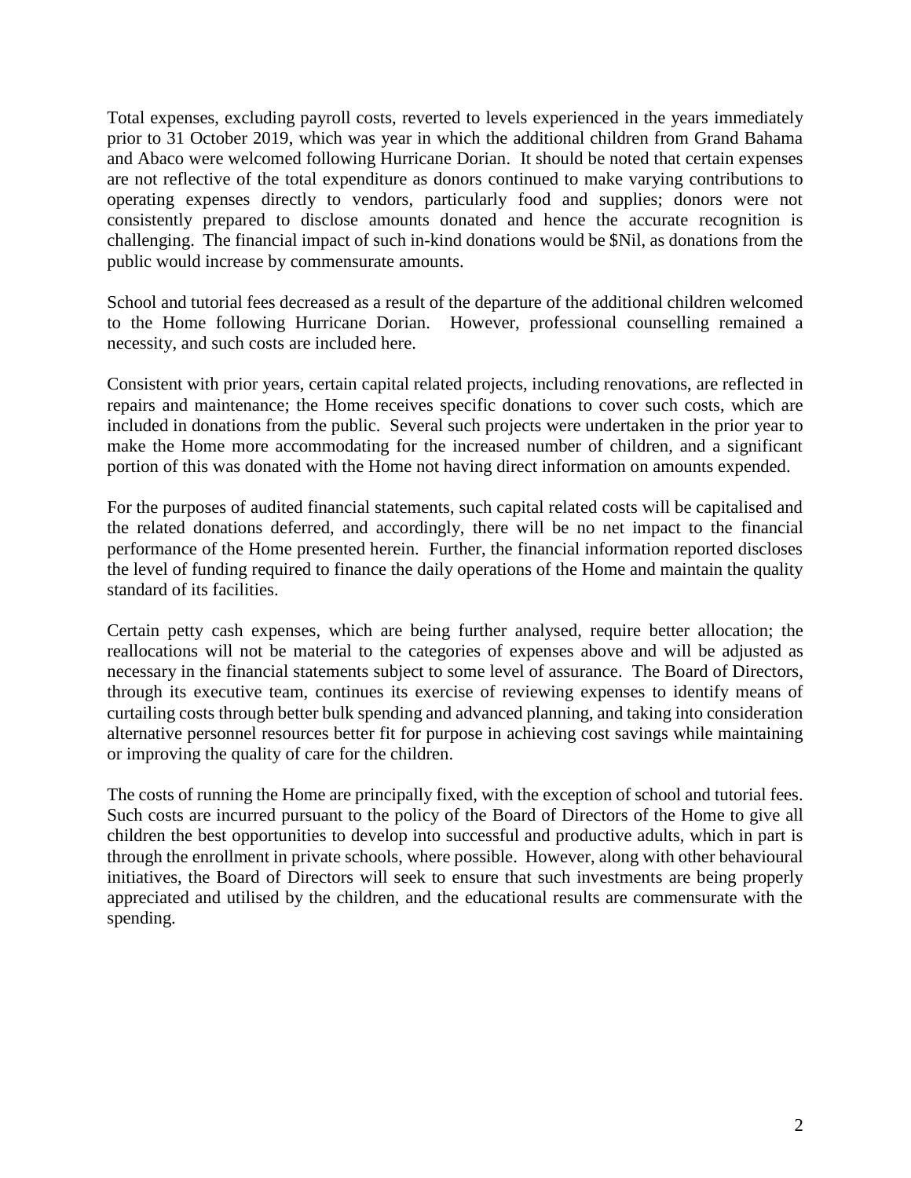Total expenses, excluding payroll costs, reverted to levels experienced in the years immediately prior to 31 October 2019, which was year in which the additional children from Grand Bahama and Abaco were welcomed following Hurricane Dorian. It should be noted that certain expenses are not reflective of the total expenditure as donors continued to make varying contributions to operating expenses directly to vendors, particularly food and supplies; donors were not consistently prepared to disclose amounts donated and hence the accurate recognition is challenging. The financial impact of such in-kind donations would be $Nil, as donations from the public would increase by commensurate amounts.

School and tutorial fees decreased as a result of the departure of the additional children welcomed to the Home following Hurricane Dorian. However, professional counselling remained a necessity, and such costs are included here.

Consistent with prior years, certain capital related projects, including renovations, are reflected in repairs and maintenance; the Home receives specific donations to cover such costs, which are included in donations from the public. Several such projects were undertaken in the prior year to make the Home more accommodating for the increased number of children, and a significant portion of this was donated with the Home not having direct information on amounts expended.

For the purposes of audited financial statements, such capital related costs will be capitalised and the related donations deferred, and accordingly, there will be no net impact to the financial performance of the Home presented herein. Further, the financial information reported discloses the level of funding required to finance the daily operations of the Home and maintain the quality standard of its facilities.

Certain petty cash expenses, which are being further analysed, require better allocation; the reallocations will not be material to the categories of expenses above and will be adjusted as necessary in the financial statements subject to some level of assurance. The Board of Directors, through its executive team, continues its exercise of reviewing expenses to identify means of curtailing costs through better bulk spending and advanced planning, and taking into consideration alternative personnel resources better fit for purpose in achieving cost savings while maintaining or improving the quality of care for the children.

The costs of running the Home are principally fixed, with the exception of school and tutorial fees. Such costs are incurred pursuant to the policy of the Board of Directors of the Home to give all children the best opportunities to develop into successful and productive adults, which in part is through the enrollment in private schools, where possible. However, along with other behavioural initiatives, the Board of Directors will seek to ensure that such investments are being properly appreciated and utilised by the children, and the educational results are commensurate with the spending.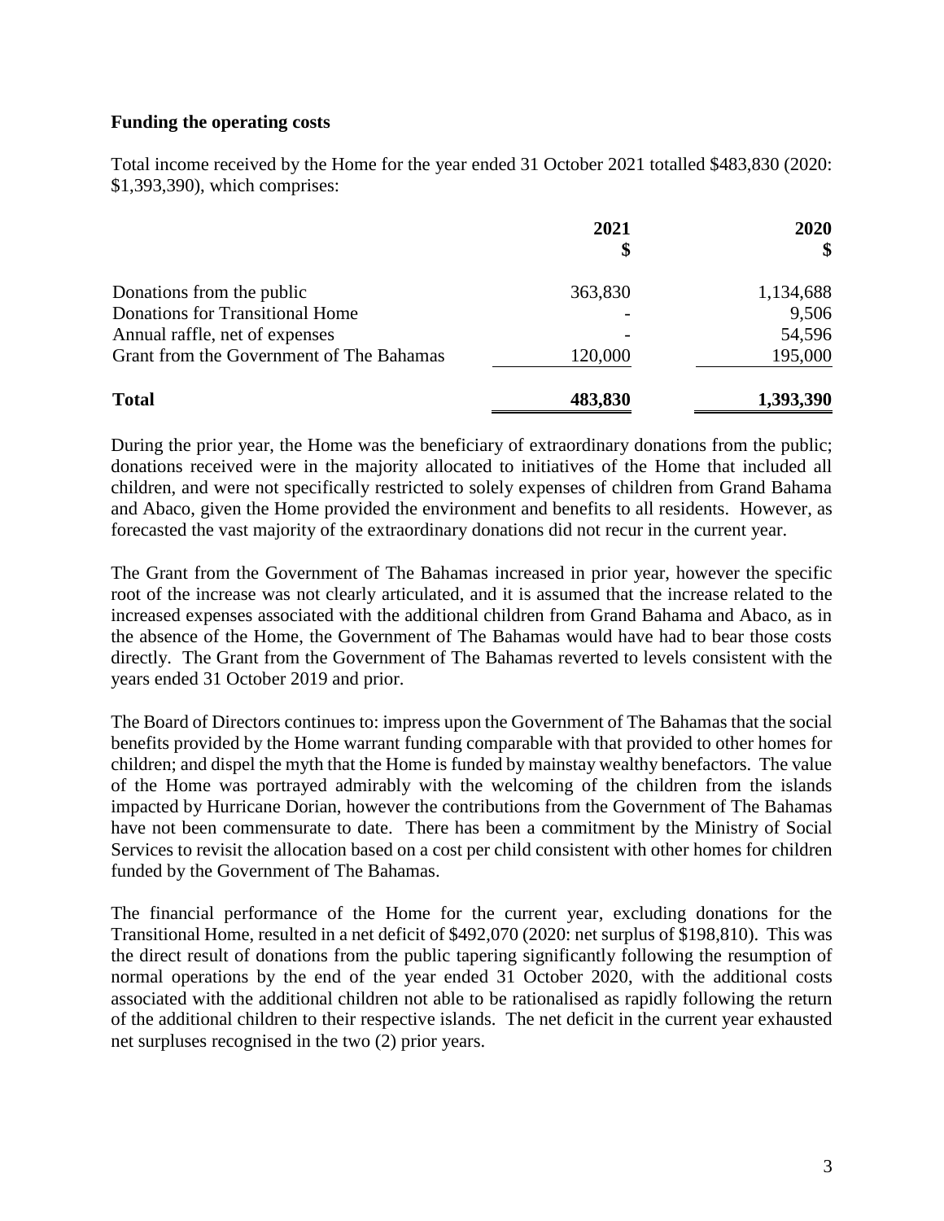**Funding the operating costs**

Total income received by the Home for the year ended 31 October 2021 totalled \$483,830 (2020: \$1,393,390), which comprises:

| | 2021<br>\$ | 2020<br>\$ |
|---|---:|---:|
| Donations from the public | 363,830 | 1,134,688 |
| Donations for Transitional Home | - | 9,506 |
| Annual raffle, net of expenses | - | 54,596 |
| Grant from the Government of The Bahamas | 120,000 | 195,000 |
| **Total** | **483,830** | **1,393,390** |

During the prior year, the Home was the beneficiary of extraordinary donations from the public; donations received were in the majority allocated to initiatives of the Home that included all children, and were not specifically restricted to solely expenses of children from Grand Bahama and Abaco, given the Home provided the environment and benefits to all residents. However, as forecasted the vast majority of the extraordinary donations did not recur in the current year.

The Grant from the Government of The Bahamas increased in prior year, however the specific root of the increase was not clearly articulated, and it is assumed that the increase related to the increased expenses associated with the additional children from Grand Bahama and Abaco, as in the absence of the Home, the Government of The Bahamas would have had to bear those costs directly. The Grant from the Government of The Bahamas reverted to levels consistent with the years ended 31 October 2019 and prior.

The Board of Directors continues to: impress upon the Government of The Bahamas that the social benefits provided by the Home warrant funding comparable with that provided to other homes for children; and dispel the myth that the Home is funded by mainstay wealthy benefactors. The value of the Home was portrayed admirably with the welcoming of the children from the islands impacted by Hurricane Dorian, however the contributions from the Government of The Bahamas have not been commensurate to date. There has been a commitment by the Ministry of Social Services to revisit the allocation based on a cost per child consistent with other homes for children funded by the Government of The Bahamas.

The financial performance of the Home for the current year, excluding donations for the Transitional Home, resulted in a net deficit of \$492,070 (2020: net surplus of \$198,810). This was the direct result of donations from the public tapering significantly following the resumption of normal operations by the end of the year ended 31 October 2020, with the additional costs associated with the additional children not able to be rationalised as rapidly following the return of the additional children to their respective islands. The net deficit in the current year exhausted net surpluses recognised in the two (2) prior years.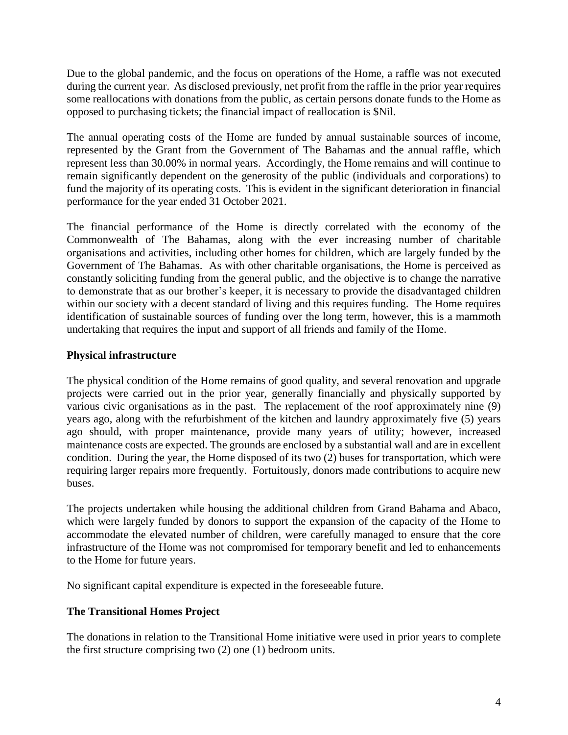Due to the global pandemic, and the focus on operations of the Home, a raffle was not executed during the current year. As disclosed previously, net profit from the raffle in the prior year requires some reallocations with donations from the public, as certain persons donate funds to the Home as opposed to purchasing tickets; the financial impact of reallocation is $Nil.

The annual operating costs of the Home are funded by annual sustainable sources of income, represented by the Grant from the Government of The Bahamas and the annual raffle, which represent less than 30.00% in normal years. Accordingly, the Home remains and will continue to remain significantly dependent on the generosity of the public (individuals and corporations) to fund the majority of its operating costs. This is evident in the significant deterioration in financial performance for the year ended 31 October 2021.

The financial performance of the Home is directly correlated with the economy of the Commonwealth of The Bahamas, along with the ever increasing number of charitable organisations and activities, including other homes for children, which are largely funded by the Government of The Bahamas. As with other charitable organisations, the Home is perceived as constantly soliciting funding from the general public, and the objective is to change the narrative to demonstrate that as our brother's keeper, it is necessary to provide the disadvantaged children within our society with a decent standard of living and this requires funding. The Home requires identification of sustainable sources of funding over the long term, however, this is a mammoth undertaking that requires the input and support of all friends and family of the Home.

## Physical infrastructure

The physical condition of the Home remains of good quality, and several renovation and upgrade projects were carried out in the prior year, generally financially and physically supported by various civic organisations as in the past. The replacement of the roof approximately nine (9) years ago, along with the refurbishment of the kitchen and laundry approximately five (5) years ago should, with proper maintenance, provide many years of utility; however, increased maintenance costs are expected. The grounds are enclosed by a substantial wall and are in excellent condition. During the year, the Home disposed of its two (2) buses for transportation, which were requiring larger repairs more frequently. Fortuitously, donors made contributions to acquire new buses.

The projects undertaken while housing the additional children from Grand Bahama and Abaco, which were largely funded by donors to support the expansion of the capacity of the Home to accommodate the elevated number of children, were carefully managed to ensure that the core infrastructure of the Home was not compromised for temporary benefit and led to enhancements to the Home for future years.

No significant capital expenditure is expected in the foreseeable future.

## The Transitional Homes Project

The donations in relation to the Transitional Home initiative were used in prior years to complete the first structure comprising two (2) one (1) bedroom units.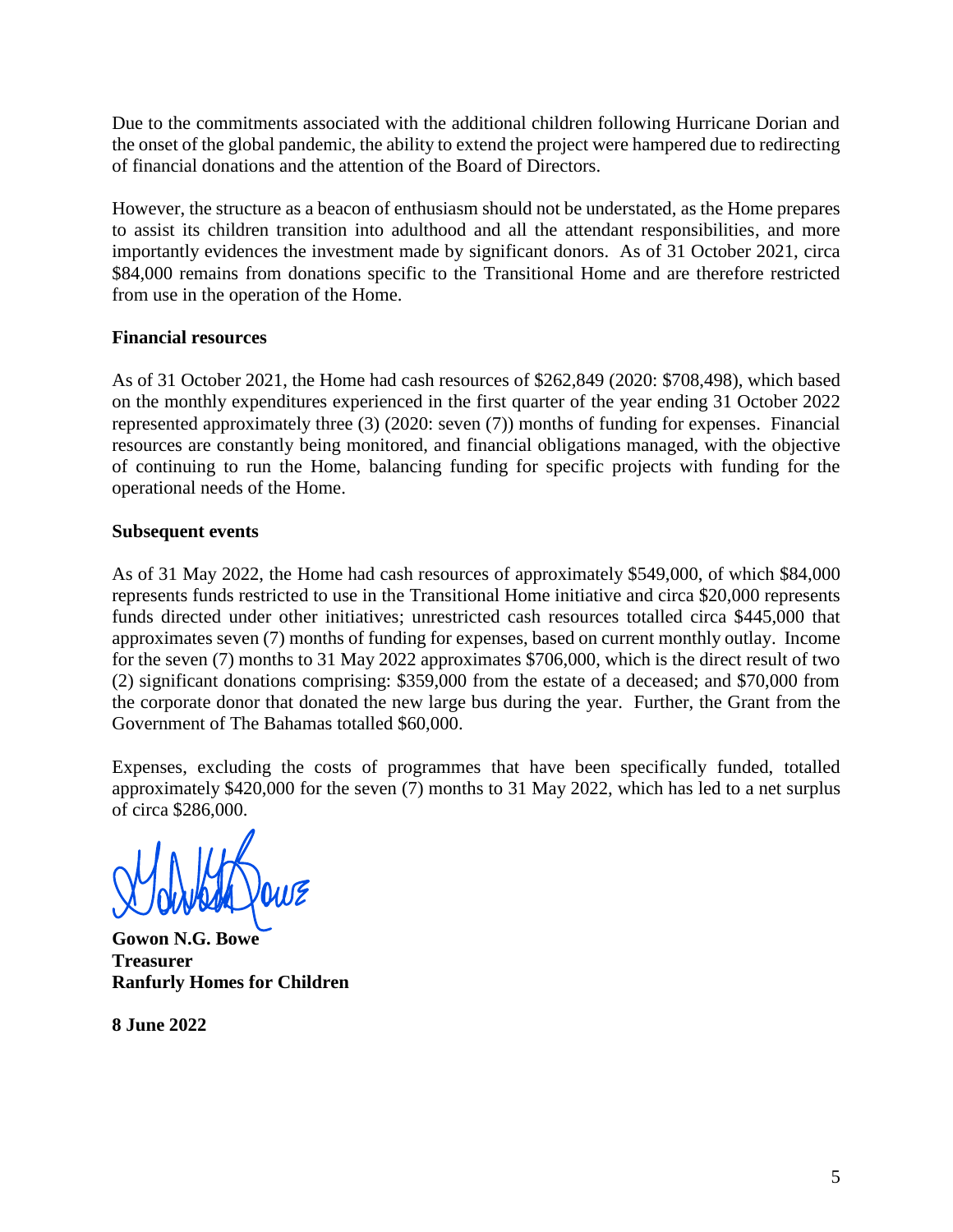Due to the commitments associated with the additional children following Hurricane Dorian and the onset of the global pandemic, the ability to extend the project were hampered due to redirecting of financial donations and the attention of the Board of Directors.

However, the structure as a beacon of enthusiasm should not be understated, as the Home prepares to assist its children transition into adulthood and all the attendant responsibilities, and more importantly evidences the investment made by significant donors. As of 31 October 2021, circa $84,000 remains from donations specific to the Transitional Home and are therefore restricted from use in the operation of the Home.

**Financial resources**

As of 31 October 2021, the Home had cash resources of $262,849 (2020: $708,498), which based on the monthly expenditures experienced in the first quarter of the year ending 31 October 2022 represented approximately three (3) (2020: seven (7)) months of funding for expenses. Financial resources are constantly being monitored, and financial obligations managed, with the objective of continuing to run the Home, balancing funding for specific projects with funding for the operational needs of the Home.

**Subsequent events**

As of 31 May 2022, the Home had cash resources of approximately $549,000, of which $84,000 represents funds restricted to use in the Transitional Home initiative and circa $20,000 represents funds directed under other initiatives; unrestricted cash resources totalled circa $445,000 that approximates seven (7) months of funding for expenses, based on current monthly outlay. Income for the seven (7) months to 31 May 2022 approximates $706,000, which is the direct result of two (2) significant donations comprising: $359,000 from the estate of a deceased; and $70,000 from the corporate donor that donated the new large bus during the year. Further, the Grant from the Government of The Bahamas totalled $60,000.

Expenses, excluding the costs of programmes that have been specifically funded, totalled approximately $420,000 for the seven (7) months to 31 May 2022, which has led to a net surplus of circa $286,000.

**Gowon N.G. Bowe**
**Treasurer**
**Ranfurly Homes for Children**

**8 June 2022**